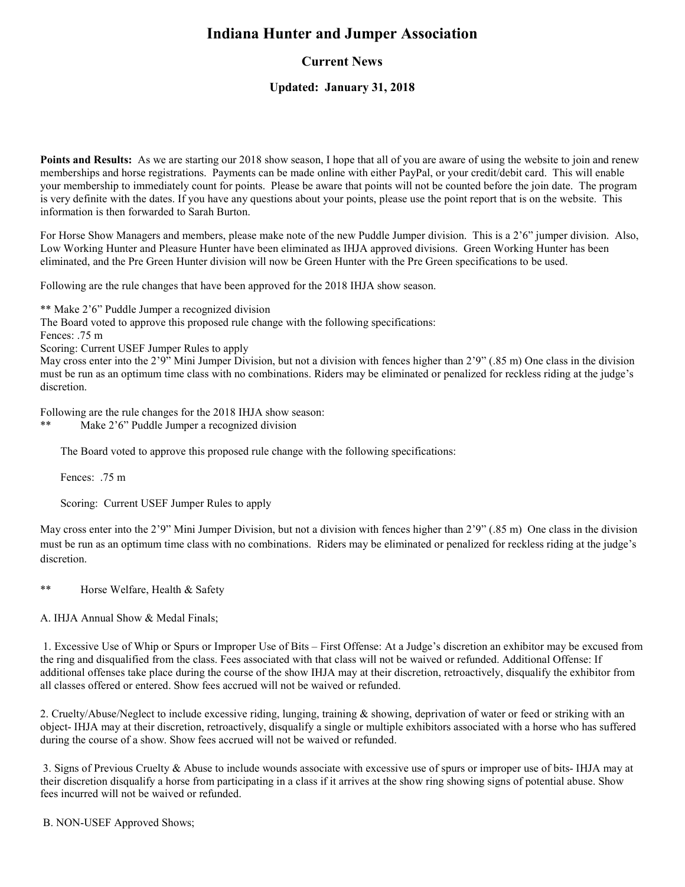# Indiana Hunter and Jumper Association

## Current News

### Updated: January 31, 2018

**Points and Results:** As we are starting our 2018 show season, I hope that all of you are aware of using the website to join and renew memberships and horse registrations. Payments can be made online with either PayPal, or your credit/debit card. This will enable your membership to immediately count for points. Please be aware that points will not be counted before the join date. The program is very definite with the dates. If you have any questions about your points, please use the point report that is on the website. This information is then forwarded to Sarah Burton.

For Horse Show Managers and members, please make note of the new Puddle Jumper division. This is a 2'6" jumper division. Also, Low Working Hunter and Pleasure Hunter have been eliminated as IHJA approved divisions. Green Working Hunter has been eliminated, and the Pre Green Hunter division will now be Green Hunter with the Pre Green specifications to be used.

Following are the rule changes that have been approved for the 2018 IHJA show season.

** Make 2'6" Puddle Jumper a recognized division
The Board voted to approve this proposed rule change with the following specifications:
Fences: .75 m
Scoring: Current USEF Jumper Rules to apply
May cross enter into the 2'9" Mini Jumper Division, but not a division with fences higher than 2'9" (.85 m) One class in the division must be run as an optimum time class with no combinations. Riders may be eliminated or penalized for reckless riding at the judge's discretion.

Following are the rule changes for the 2018 IHJA show season:
** Make 2'6" Puddle Jumper a recognized division

The Board voted to approve this proposed rule change with the following specifications:

Fences: .75 m

Scoring: Current USEF Jumper Rules to apply

May cross enter into the 2'9" Mini Jumper Division, but not a division with fences higher than 2'9" (.85 m) One class in the division must be run as an optimum time class with no combinations. Riders may be eliminated or penalized for reckless riding at the judge's discretion.

** Horse Welfare, Health & Safety

A. IHJA Annual Show & Medal Finals;

1. Excessive Use of Whip or Spurs or Improper Use of Bits – First Offense: At a Judge's discretion an exhibitor may be excused from the ring and disqualified from the class. Fees associated with that class will not be waived or refunded. Additional Offense: If additional offenses take place during the course of the show IHJA may at their discretion, retroactively, disqualify the exhibitor from all classes offered or entered. Show fees accrued will not be waived or refunded.

2. Cruelty/Abuse/Neglect to include excessive riding, lunging, training & showing, deprivation of water or feed or striking with an object- IHJA may at their discretion, retroactively, disqualify a single or multiple exhibitors associated with a horse who has suffered during the course of a show. Show fees accrued will not be waived or refunded.

3. Signs of Previous Cruelty & Abuse to include wounds associate with excessive use of spurs or improper use of bits- IHJA may at their discretion disqualify a horse from participating in a class if it arrives at the show ring showing signs of potential abuse. Show fees incurred will not be waived or refunded.

B. NON-USEF Approved Shows;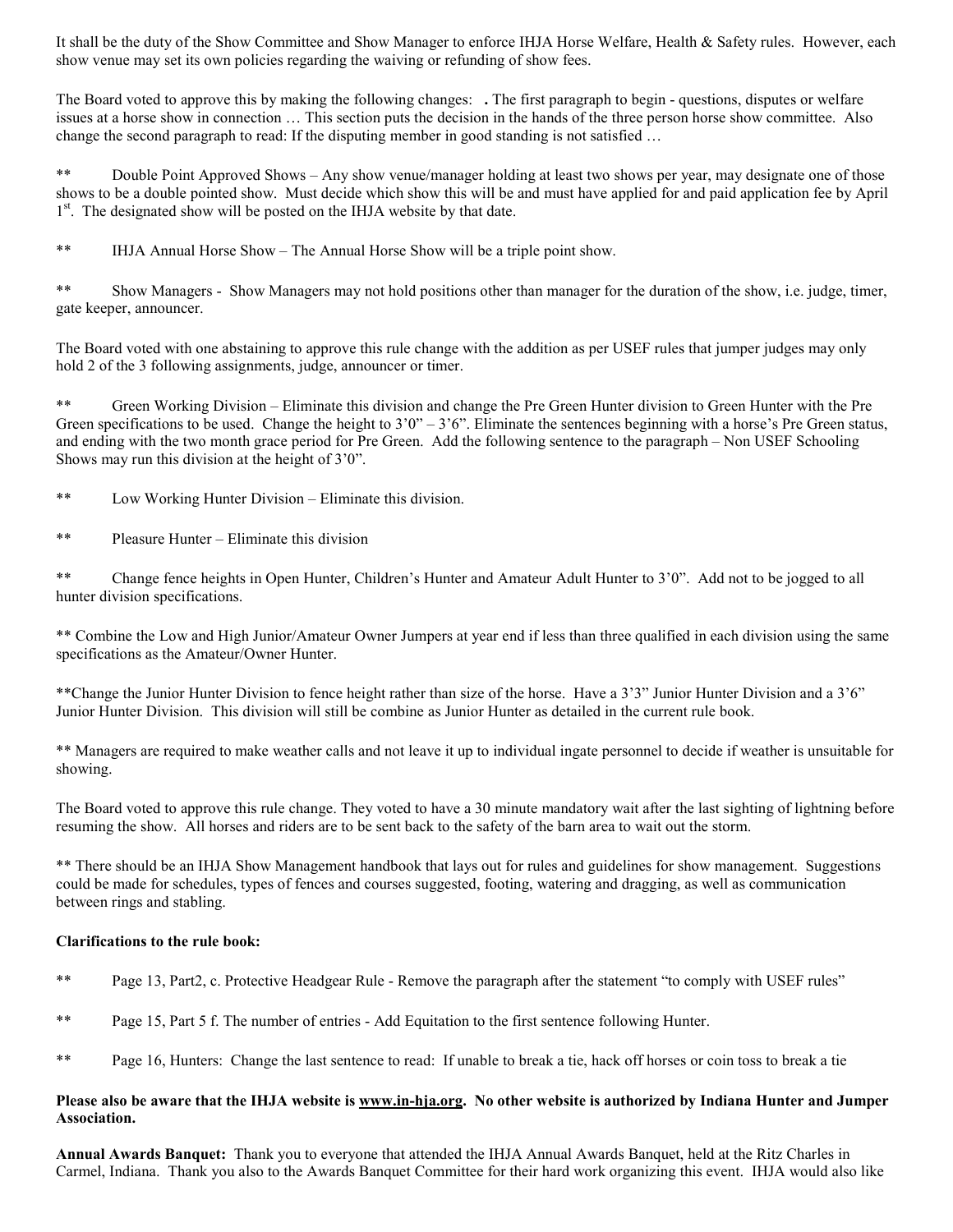It shall be the duty of the Show Committee and Show Manager to enforce IHJA Horse Welfare, Health & Safety rules. However, each show venue may set its own policies regarding the waiving or refunding of show fees.

The Board voted to approve this by making the following changes: **.** The first paragraph to begin - questions, disputes or welfare issues at a horse show in connection … This section puts the decision in the hands of the three person horse show committee. Also change the second paragraph to read: If the disputing member in good standing is not satisfied …

** Double Point Approved Shows – Any show venue/manager holding at least two shows per year, may designate one of those shows to be a double pointed show. Must decide which show this will be and must have applied for and paid application fee by April 1st. The designated show will be posted on the IHJA website by that date.

** IHJA Annual Horse Show – The Annual Horse Show will be a triple point show.

** Show Managers - Show Managers may not hold positions other than manager for the duration of the show, i.e. judge, timer, gate keeper, announcer.

The Board voted with one abstaining to approve this rule change with the addition as per USEF rules that jumper judges may only hold 2 of the 3 following assignments, judge, announcer or timer.

** Green Working Division – Eliminate this division and change the Pre Green Hunter division to Green Hunter with the Pre Green specifications to be used. Change the height to 3'0" – 3'6". Eliminate the sentences beginning with a horse's Pre Green status, and ending with the two month grace period for Pre Green. Add the following sentence to the paragraph – Non USEF Schooling Shows may run this division at the height of 3'0".

** Low Working Hunter Division – Eliminate this division.

** Pleasure Hunter – Eliminate this division

** Change fence heights in Open Hunter, Children's Hunter and Amateur Adult Hunter to 3'0". Add not to be jogged to all hunter division specifications.

** Combine the Low and High Junior/Amateur Owner Jumpers at year end if less than three qualified in each division using the same specifications as the Amateur/Owner Hunter.

**Change the Junior Hunter Division to fence height rather than size of the horse. Have a 3'3" Junior Hunter Division and a 3'6" Junior Hunter Division. This division will still be combine as Junior Hunter as detailed in the current rule book.

** Managers are required to make weather calls and not leave it up to individual ingate personnel to decide if weather is unsuitable for showing.

The Board voted to approve this rule change. They voted to have a 30 minute mandatory wait after the last sighting of lightning before resuming the show. All horses and riders are to be sent back to the safety of the barn area to wait out the storm.

** There should be an IHJA Show Management handbook that lays out for rules and guidelines for show management. Suggestions could be made for schedules, types of fences and courses suggested, footing, watering and dragging, as well as communication between rings and stabling.

**Clarifications to the rule book:**

** Page 13, Part2, c. Protective Headgear Rule - Remove the paragraph after the statement "to comply with USEF rules"

** Page 15, Part 5 f. The number of entries - Add Equitation to the first sentence following Hunter.

** Page 16, Hunters: Change the last sentence to read: If unable to break a tie, hack off horses or coin toss to break a tie

**Please also be aware that the IHJA website is www.in-hja.org. No other website is authorized by Indiana Hunter and Jumper Association.**

**Annual Awards Banquet:** Thank you to everyone that attended the IHJA Annual Awards Banquet, held at the Ritz Charles in Carmel, Indiana. Thank you also to the Awards Banquet Committee for their hard work organizing this event. IHJA would also like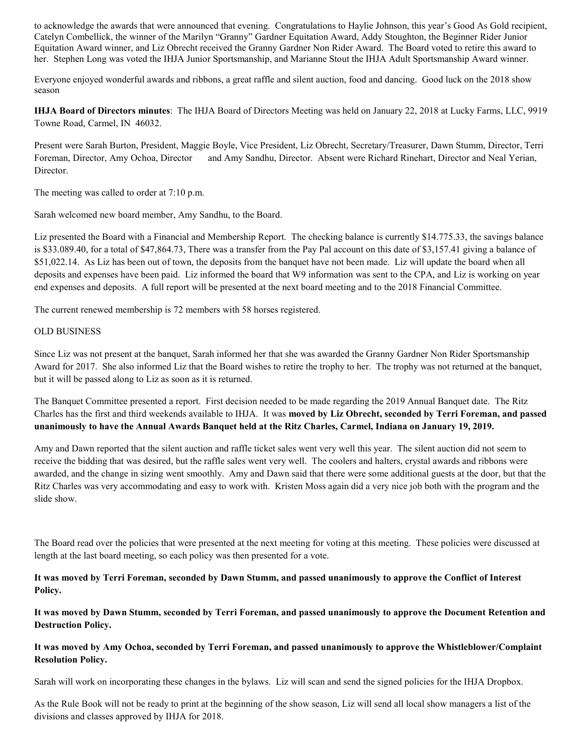to acknowledge the awards that were announced that evening. Congratulations to Haylie Johnson, this year's Good As Gold recipient, Catelyn Combellick, the winner of the Marilyn "Granny" Gardner Equitation Award, Addy Stoughton, the Beginner Rider Junior Equitation Award winner, and Liz Obrecht received the Granny Gardner Non Rider Award. The Board voted to retire this award to her. Stephen Long was voted the IHJA Junior Sportsmanship, and Marianne Stout the IHJA Adult Sportsmanship Award winner.

Everyone enjoyed wonderful awards and ribbons, a great raffle and silent auction, food and dancing. Good luck on the 2018 show season

**IHJA Board of Directors minutes**: The IHJA Board of Directors Meeting was held on January 22, 2018 at Lucky Farms, LLC, 9919 Towne Road, Carmel, IN 46032.

Present were Sarah Burton, President, Maggie Boyle, Vice President, Liz Obrecht, Secretary/Treasurer, Dawn Stumm, Director, Terri Foreman, Director, Amy Ochoa, Director and Amy Sandhu, Director. Absent were Richard Rinehart, Director and Neal Yerian, Director.

The meeting was called to order at 7:10 p.m.

Sarah welcomed new board member, Amy Sandhu, to the Board.

Liz presented the Board with a Financial and Membership Report. The checking balance is currently $14.775.33, the savings balance is $33.089.40, for a total of $47,864.73, There was a transfer from the Pay Pal account on this date of $3,157.41 giving a balance of $51,022.14. As Liz has been out of town, the deposits from the banquet have not been made. Liz will update the board when all deposits and expenses have been paid. Liz informed the board that W9 information was sent to the CPA, and Liz is working on year end expenses and deposits. A full report will be presented at the next board meeting and to the 2018 Financial Committee.

The current renewed membership is 72 members with 58 horses registered.

OLD BUSINESS

Since Liz was not present at the banquet, Sarah informed her that she was awarded the Granny Gardner Non Rider Sportsmanship Award for 2017. She also informed Liz that the Board wishes to retire the trophy to her. The trophy was not returned at the banquet, but it will be passed along to Liz as soon as it is returned.

The Banquet Committee presented a report. First decision needed to be made regarding the 2019 Annual Banquet date. The Ritz Charles has the first and third weekends available to IHJA. It was **moved by Liz Obrecht, seconded by Terri Foreman, and passed unanimously to have the Annual Awards Banquet held at the Ritz Charles, Carmel, Indiana on January 19, 2019.**

Amy and Dawn reported that the silent auction and raffle ticket sales went very well this year. The silent auction did not seem to receive the bidding that was desired, but the raffle sales went very well. The coolers and halters, crystal awards and ribbons were awarded, and the change in sizing went smoothly. Amy and Dawn said that there were some additional guests at the door, but that the Ritz Charles was very accommodating and easy to work with. Kristen Moss again did a very nice job both with the program and the slide show.

The Board read over the policies that were presented at the next meeting for voting at this meeting. These policies were discussed at length at the last board meeting, so each policy was then presented for a vote.

**It was moved by Terri Foreman, seconded by Dawn Stumm, and passed unanimously to approve the Conflict of Interest Policy.**

**It was moved by Dawn Stumm, seconded by Terri Foreman, and passed unanimously to approve the Document Retention and Destruction Policy.**

**It was moved by Amy Ochoa, seconded by Terri Foreman, and passed unanimously to approve the Whistleblower/Complaint Resolution Policy.**

Sarah will work on incorporating these changes in the bylaws. Liz will scan and send the signed policies for the IHJA Dropbox.

As the Rule Book will not be ready to print at the beginning of the show season, Liz will send all local show managers a list of the divisions and classes approved by IHJA for 2018.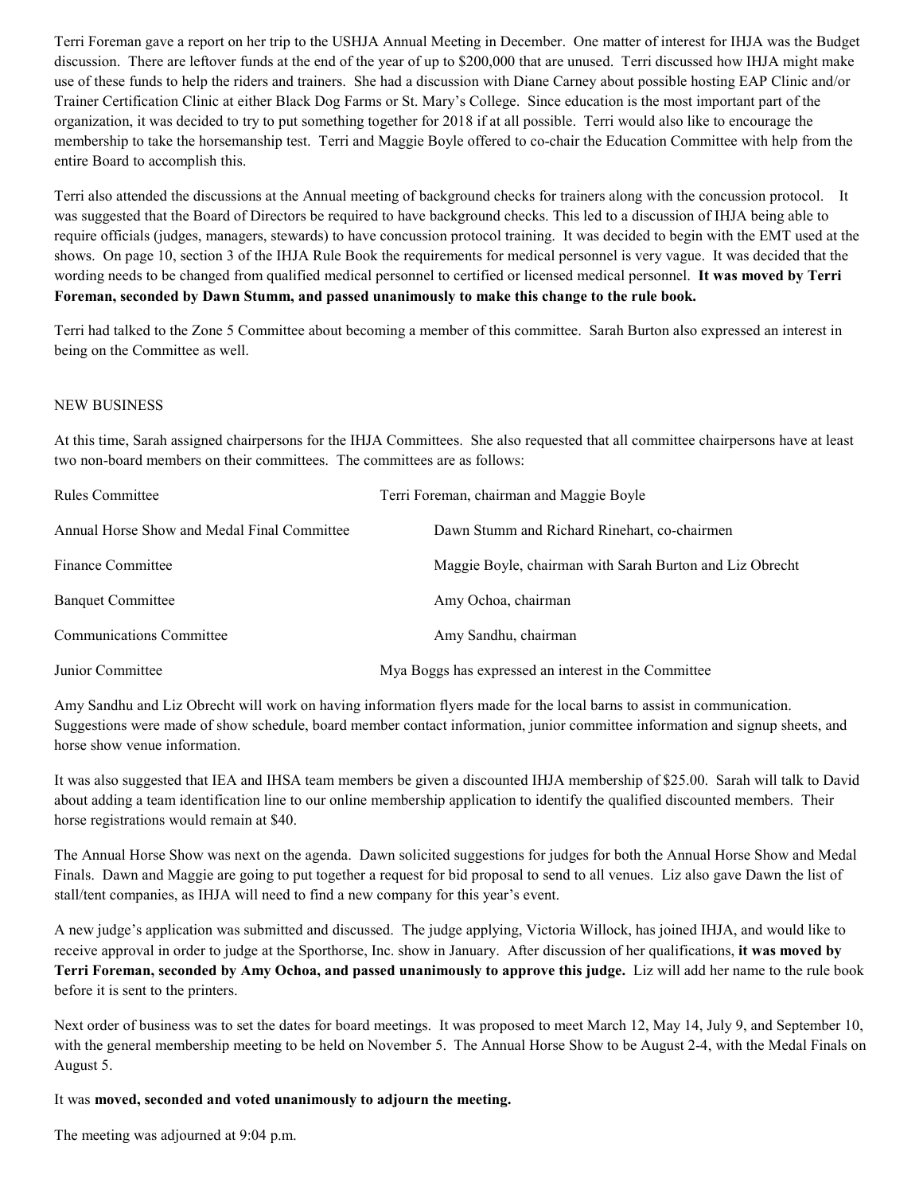Terri Foreman gave a report on her trip to the USHJA Annual Meeting in December. One matter of interest for IHJA was the Budget discussion. There are leftover funds at the end of the year of up to $200,000 that are unused. Terri discussed how IHJA might make use of these funds to help the riders and trainers. She had a discussion with Diane Carney about possible hosting EAP Clinic and/or Trainer Certification Clinic at either Black Dog Farms or St. Mary's College. Since education is the most important part of the organization, it was decided to try to put something together for 2018 if at all possible. Terri would also like to encourage the membership to take the horsemanship test. Terri and Maggie Boyle offered to co-chair the Education Committee with help from the entire Board to accomplish this.

Terri also attended the discussions at the Annual meeting of background checks for trainers along with the concussion protocol. It was suggested that the Board of Directors be required to have background checks. This led to a discussion of IHJA being able to require officials (judges, managers, stewards) to have concussion protocol training. It was decided to begin with the EMT used at the shows. On page 10, section 3 of the IHJA Rule Book the requirements for medical personnel is very vague. It was decided that the wording needs to be changed from qualified medical personnel to certified or licensed medical personnel. **It was moved by Terri Foreman, seconded by Dawn Stumm, and passed unanimously to make this change to the rule book.**

Terri had talked to the Zone 5 Committee about becoming a member of this committee. Sarah Burton also expressed an interest in being on the Committee as well.

NEW BUSINESS

At this time, Sarah assigned chairpersons for the IHJA Committees. She also requested that all committee chairpersons have at least two non-board members on their committees. The committees are as follows:

| Committee | Members |
|---|---|
| Rules Committee | Terri Foreman, chairman and Maggie Boyle |
| Annual Horse Show and Medal Final Committee | Dawn Stumm and Richard Rinehart, co-chairmen |
| Finance Committee | Maggie Boyle, chairman with Sarah Burton and Liz Obrecht |
| Banquet Committee | Amy Ochoa, chairman |
| Communications Committee | Amy Sandhu, chairman |
| Junior Committee | Mya Boggs has expressed an interest in the Committee |

Amy Sandhu and Liz Obrecht will work on having information flyers made for the local barns to assist in communication. Suggestions were made of show schedule, board member contact information, junior committee information and signup sheets, and horse show venue information.

It was also suggested that IEA and IHSA team members be given a discounted IHJA membership of $25.00. Sarah will talk to David about adding a team identification line to our online membership application to identify the qualified discounted members. Their horse registrations would remain at $40.

The Annual Horse Show was next on the agenda. Dawn solicited suggestions for judges for both the Annual Horse Show and Medal Finals. Dawn and Maggie are going to put together a request for bid proposal to send to all venues. Liz also gave Dawn the list of stall/tent companies, as IHJA will need to find a new company for this year's event.

A new judge's application was submitted and discussed. The judge applying, Victoria Willock, has joined IHJA, and would like to receive approval in order to judge at the Sporthorse, Inc. show in January. After discussion of her qualifications, **it was moved by Terri Foreman, seconded by Amy Ochoa, and passed unanimously to approve this judge.** Liz will add her name to the rule book before it is sent to the printers.

Next order of business was to set the dates for board meetings. It was proposed to meet March 12, May 14, July 9, and September 10, with the general membership meeting to be held on November 5. The Annual Horse Show to be August 2-4, with the Medal Finals on August 5.

It was **moved, seconded and voted unanimously to adjourn the meeting.**

The meeting was adjourned at 9:04 p.m.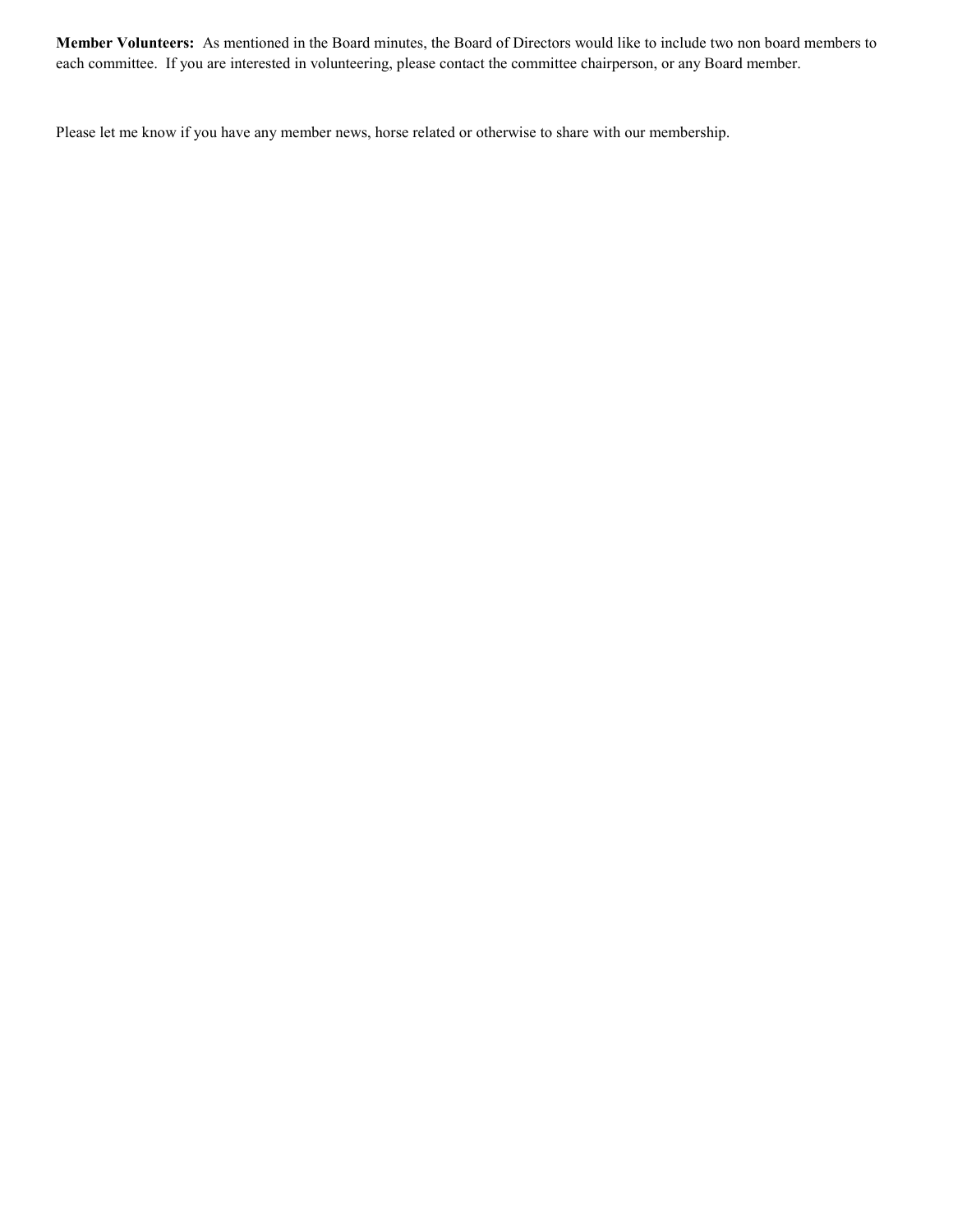**Member Volunteers:** As mentioned in the Board minutes, the Board of Directors would like to include two non board members to each committee. If you are interested in volunteering, please contact the committee chairperson, or any Board member.

Please let me know if you have any member news, horse related or otherwise to share with our membership.